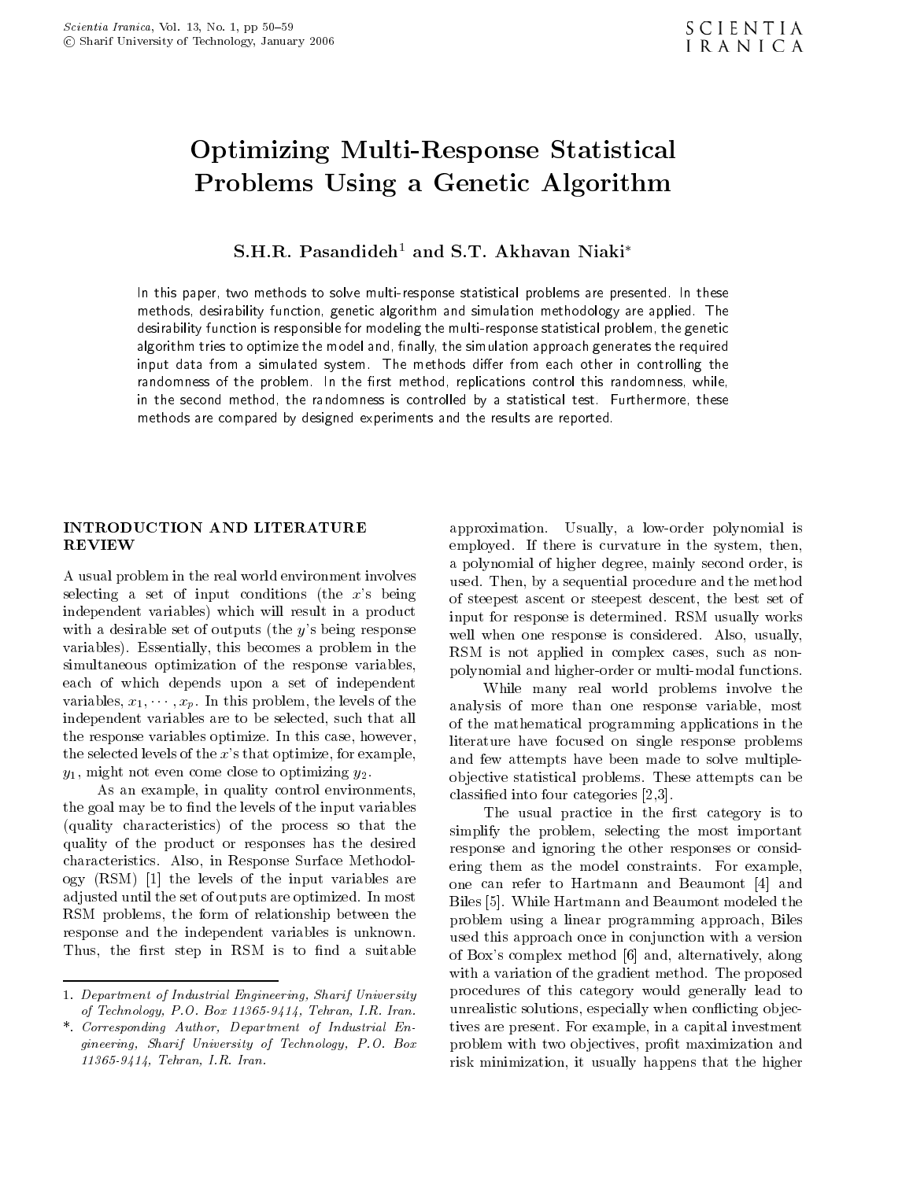# Optimizing Multi-Response Statistical Problems Using a Genetic Algorithm

**S.H.R. Pasandideh[1] and S.T. Akhavan Niaki***

In this paper, two methods to solve multi-response statistical problems are presented. In these methods, desirability function, genetic algorithm and simulation methodology are applied. The desirability function is responsible for modeling the multi-response statistical problem, the genetic algorithm tries to optimize the model and, finally, the simulation approach generates the required input data from a simulated system. The methods differ from each other in controlling the randomness of the problem. In the first method, replications control this randomness, while, in the second method, the randomness is controlled by a statistical test. Furthermore, these methods are compared by designed experiments and the results are reported.

## INTRODUCTION AND LITERATURE REVIEW

A usual problem in the real world environment involves selecting a set of input conditions (the $x$'s being independent variables) which will result in a product with a desirable set of outputs (the $y$'s being response variables). Essentially, this becomes a problem in the simultaneous optimization of the response variables, each of which depends upon a set of independent variables, $x_1, \cdots, x_p$. In this problem, the levels of the independent variables are to be selected, such that all the response variables optimize. In this case, however, the selected levels of the $x$'s that optimize, for example, $y_1$, might not even come close to optimizing $y_2$.

As an example, in quality control environments, the goal may be to find the levels of the input variables (quality characteristics) of the process so that the quality of the product or responses has the desired characteristics. Also, in Response Surface Methodology (RSM) [1] the levels of the input variables are adjusted until the set of outputs are optimized. In most RSM problems, the form of relationship between the response and the independent variables is unknown. Thus, the first step in RSM is to find a suitable approximation. Usually, a low-order polynomial is employed. If there is curvature in the system, then, a polynomial of higher degree, mainly second order, is used. Then, by a sequential procedure and the method of steepest ascent or steepest descent, the best set of input for response is determined. RSM usually works well when one response is considered. Also, usually, RSM is not applied in complex cases, such as non-polynomial and higher-order or multi-modal functions.

While many real world problems involve the analysis of more than one response variable, most of the mathematical programming applications in the literature have focused on single response problems and few attempts have been made to solve multiple-objective statistical problems. These attempts can be classified into four categories [2,3].

The usual practice in the first category is to simplify the problem, selecting the most important response and ignoring the other responses or considering them as the model constraints. For example, one can refer to Hartmann and Beaumont [4] and Biles [5]. While Hartmann and Beaumont modeled the problem using a linear programming approach, Biles used this approach once in conjunction with a version of Box's complex method [6] and, alternatively, along with a variation of the gradient method. The proposed procedures of this category would generally lead to unrealistic solutions, especially when conflicting objectives are present. For example, in a capital investment problem with two objectives, profit maximization and risk minimization, it usually happens that the higher

---

1. *Department of Industrial Engineering, Sharif University of Technology, P.O. Box 11365-9414, Tehran, I.R. Iran.*

*. *Corresponding Author, Department of Industrial Engineering, Sharif University of Technology, P.O. Box 11365-9414, Tehran, I.R. Iran.*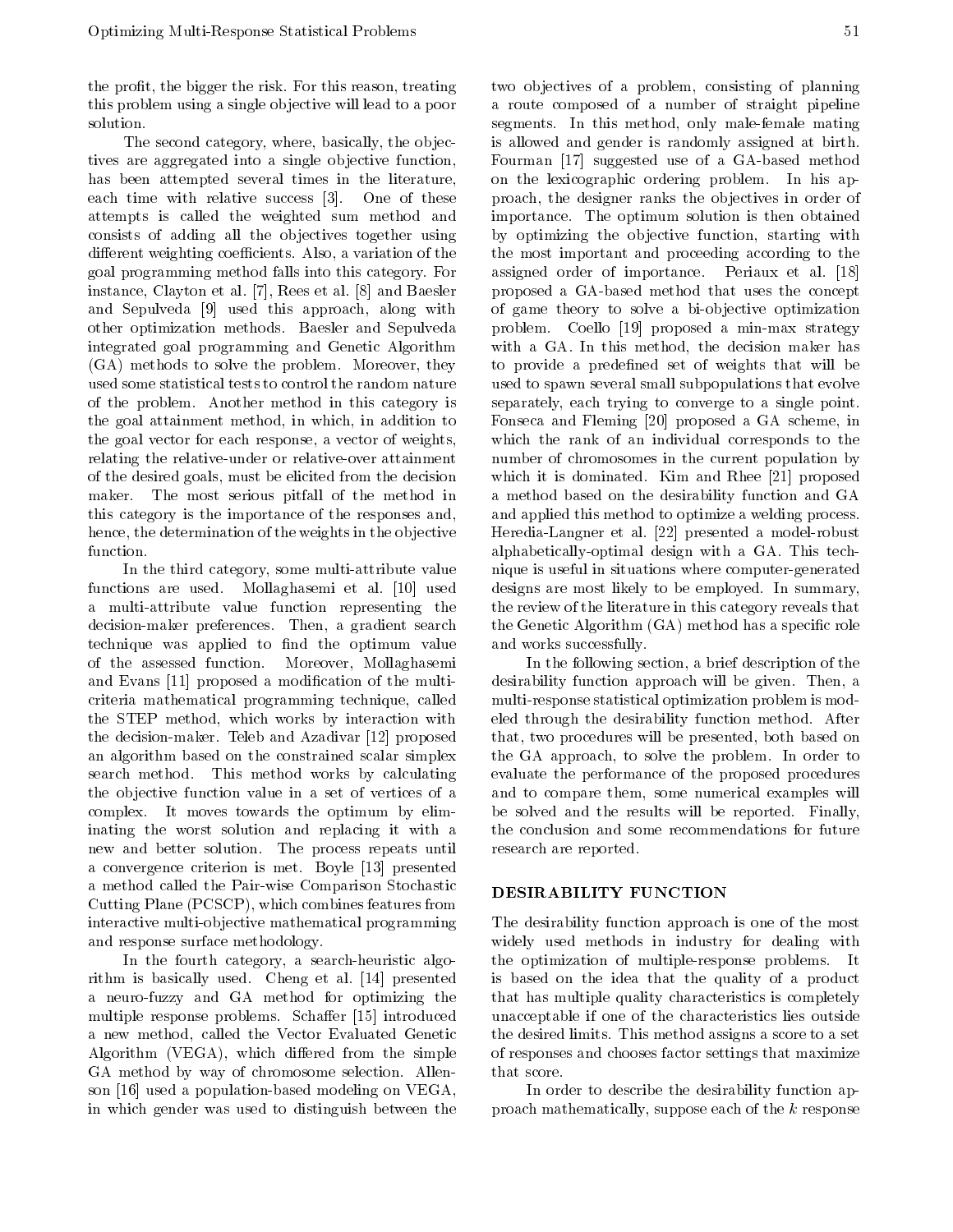the profit, the bigger the risk. For this reason, treating this problem using a single objective will lead to a poor solution.

The second category, where, basically, the objectives are aggregated into a single objective function, has been attempted several times in the literature, each time with relative success [3]. One of these attempts is called the weighted sum method and consists of adding all the objectives together using different weighting coefficients. Also, a variation of the goal programming method falls into this category. For instance, Clayton et al. [7], Rees et al. [8] and Baesler and Sepulveda [9] used this approach, along with other optimization methods. Baesler and Sepulveda integrated goal programming and Genetic Algorithm (GA) methods to solve the problem. Moreover, they used some statistical tests to control the random nature of the problem. Another method in this category is the goal attainment method, in which, in addition to the goal vector for each response, a vector of weights, relating the relative-under or relative-over attainment of the desired goals, must be elicited from the decision maker. The most serious pitfall of the method in this category is the importance of the responses and, hence, the determination of the weights in the objective function.

In the third category, some multi-attribute value functions are used. Mollaghasemi et al. [10] used a multi-attribute value function representing the decision-maker preferences. Then, a gradient search technique was applied to find the optimum value of the assessed function. Moreover, Mollaghasemi and Evans [11] proposed a modification of the multi-criteria mathematical programming technique, called the STEP method, which works by interaction with the decision-maker. Teleb and Azadivar [12] proposed an algorithm based on the constrained scalar simplex search method. This method works by calculating the objective function value in a set of vertices of a complex. It moves towards the optimum by eliminating the worst solution and replacing it with a new and better solution. The process repeats until a convergence criterion is met. Boyle [13] presented a method called the Pair-wise Comparison Stochastic Cutting Plane (PCSCP), which combines features from interactive multi-objective mathematical programming and response surface methodology.

In the fourth category, a search-heuristic algorithm is basically used. Cheng et al. [14] presented a neuro-fuzzy and GA method for optimizing the multiple response problems. Schaffer [15] introduced a new method, called the Vector Evaluated Genetic Algorithm (VEGA), which differed from the simple GA method by way of chromosome selection. Allenson [16] used a population-based modeling on VEGA, in which gender was used to distinguish between the two objectives of a problem, consisting of planning a route composed of a number of straight pipeline segments. In this method, only male-female mating is allowed and gender is randomly assigned at birth. Fourman [17] suggested use of a GA-based method on the lexicographic ordering problem. In his approach, the designer ranks the objectives in order of importance. The optimum solution is then obtained by optimizing the objective function, starting with the most important and proceeding according to the assigned order of importance. Periaux et al. [18] proposed a GA-based method that uses the concept of game theory to solve a bi-objective optimization problem. Coello [19] proposed a min-max strategy with a GA. In this method, the decision maker has to provide a predefined set of weights that will be used to spawn several small subpopulations that evolve separately, each trying to converge to a single point. Fonseca and Fleming [20] proposed a GA scheme, in which the rank of an individual corresponds to the number of chromosomes in the current population by which it is dominated. Kim and Rhee [21] proposed a method based on the desirability function and GA and applied this method to optimize a welding process. Heredia-Langner et al. [22] presented a model-robust alphabetically-optimal design with a GA. This technique is useful in situations where computer-generated designs are most likely to be employed. In summary, the review of the literature in this category reveals that the Genetic Algorithm (GA) method has a specific role and works successfully.

In the following section, a brief description of the desirability function approach will be given. Then, a multi-response statistical optimization problem is modeled through the desirability function method. After that, two procedures will be presented, both based on the GA approach, to solve the problem. In order to evaluate the performance of the proposed procedures and to compare them, some numerical examples will be solved and the results will be reported. Finally, the conclusion and some recommendations for future research are reported.

## DESIRABILITY FUNCTION

The desirability function approach is one of the most widely used methods in industry for dealing with the optimization of multiple-response problems. It is based on the idea that the quality of a product that has multiple quality characteristics is completely unacceptable if one of the characteristics lies outside the desired limits. This method assigns a score to a set of responses and chooses factor settings that maximize that score.

In order to describe the desirability function approach mathematically, suppose each of the $k$ response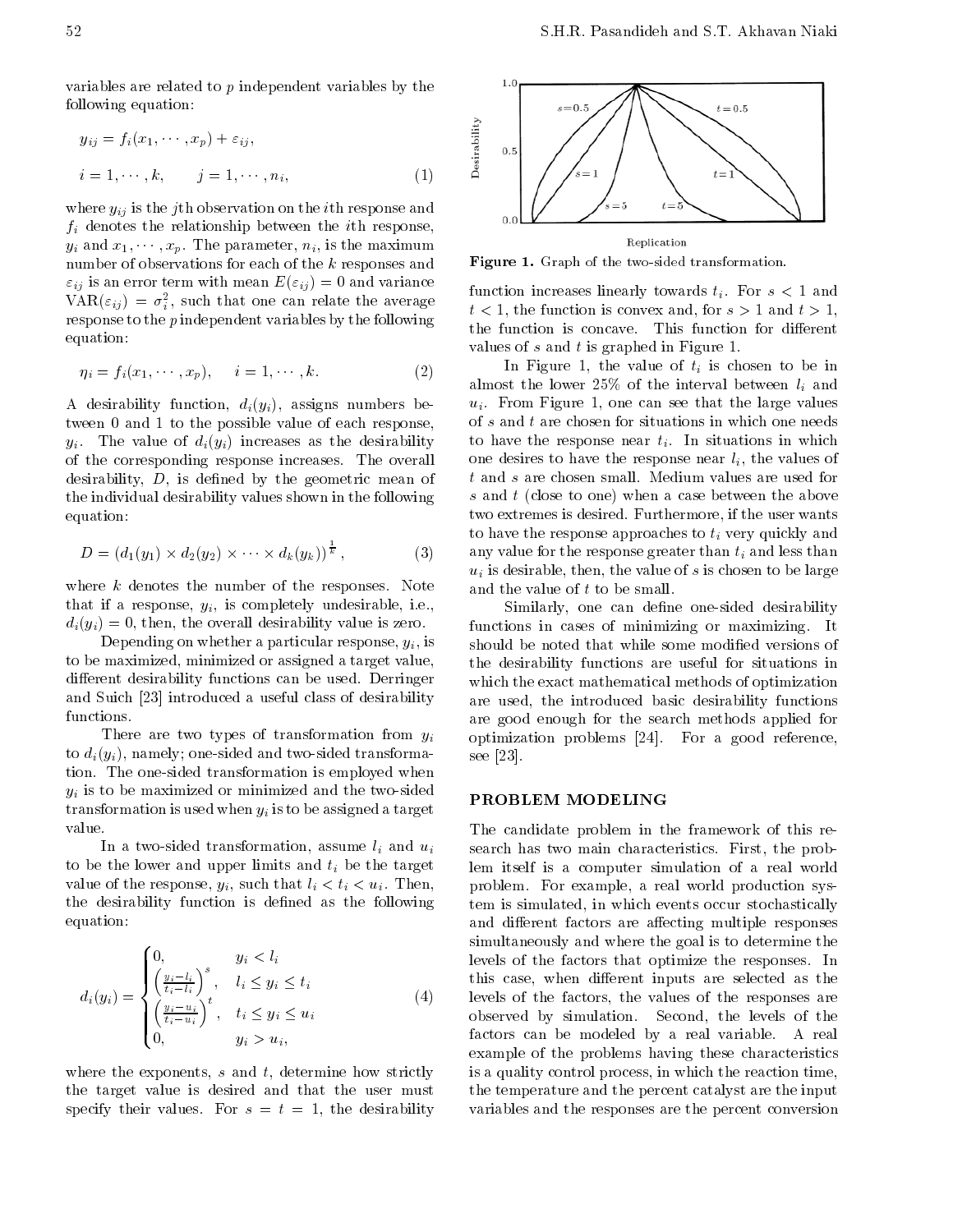variables are related to $p$ independent variables by the following equation:

$$y_{ij} = f_i(x_1, \cdots, x_p) + \varepsilon_{ij},$$

$$i = 1, \cdots, k, \qquad j = 1, \cdots, n_i, \tag{1}$$

where $y_{ij}$ is the $j$th observation on the $i$th response and $f_i$ denotes the relationship between the $i$th response, $y_i$ and $x_1, \cdots, x_p$. The parameter, $n_i$, is the maximum number of observations for each of the $k$ responses and $\varepsilon_{ij}$ is an error term with mean $E(\varepsilon_{ij}) = 0$ and variance $\text{VAR}(\varepsilon_{ij}) = \sigma_i^2$, such that one can relate the average response to the $p$ independent variables by the following equation:

$$\eta_i = f_i(x_1, \cdots, x_p), \qquad i = 1, \cdots, k. \tag{2}$$

A desirability function, $d_i(y_i)$, assigns numbers between 0 and 1 to the possible value of each response, $y_i$. The value of $d_i(y_i)$ increases as the desirability of the corresponding response increases. The overall desirability, $D$, is defined by the geometric mean of the individual desirability values shown in the following equation:

$$D = \left(d_1(y_1) \times d_2(y_2) \times \cdots \times d_k(y_k)\right)^{\frac{1}{k}}, \tag{3}$$

where $k$ denotes the number of the responses. Note that if a response, $y_i$, is completely undesirable, i.e., $d_i(y_i) = 0$, then, the overall desirability value is zero.

Depending on whether a particular response, $y_i$, is to be maximized, minimized or assigned a target value, different desirability functions can be used. Derringer and Suich [23] introduced a useful class of desirability functions.

There are two types of transformation from $y_i$ to $d_i(y_i)$, namely; one-sided and two-sided transformation. The one-sided transformation is employed when $y_i$ is to be maximized or minimized and the two-sided transformation is used when $y_i$ is to be assigned a target value.

In a two-sided transformation, assume $l_i$ and $u_i$ to be the lower and upper limits and $t_i$ be the target value of the response, $y_i$, such that $l_i < t_i < u_i$. Then, the desirability function is defined as the following equation:

$$d_i(y_i) = \begin{cases} 0, & y_i < l_i \\ \left(\frac{y_i - l_i}{t_i - l_i}\right)^s, & l_i \leq y_i \leq t_i \\ \left(\frac{y_i - u_i}{t_i - u_i}\right)^t, & t_i \leq y_i \leq u_i \\ 0, & y_i > u_i, \end{cases} \tag{4}$$

where the exponents, $s$ and $t$, determine how strictly the target value is desired and that the user must specify their values. For $s = t = 1$, the desirability function increases linearly towards $t_i$. For $s < 1$ and $t < 1$, the function is convex and, for $s > 1$ and $t > 1$, the function is concave. This function for different values of $s$ and $t$ is graphed in Figure 1.

**Figure 1.** Graph of the two-sided transformation.

In Figure 1, the value of $t_i$ is chosen to be in almost the lower 25% of the interval between $l_i$ and $u_i$. From Figure 1, one can see that the large values of $s$ and $t$ are chosen for situations in which one needs to have the response near $t_i$. In situations in which one desires to have the response near $l_i$, the values of $t$ and $s$ are chosen small. Medium values are used for $s$ and $t$ (close to one) when a case between the above two extremes is desired. Furthermore, if the user wants to have the response approaches to $t_i$ very quickly and any value for the response greater than $t_i$ and less than $u_i$ is desirable, then, the value of $s$ is chosen to be large and the value of $t$ to be small.

Similarly, one can define one-sided desirability functions in cases of minimizing or maximizing. It should be noted that while some modified versions of the desirability functions are useful for situations in which the exact mathematical methods of optimization are used, the introduced basic desirability functions are good enough for the search methods applied for optimization problems [24]. For a good reference, see [23].

## PROBLEM MODELING

The candidate problem in the framework of this research has two main characteristics. First, the problem itself is a computer simulation of a real world problem. For example, a real world production system is simulated, in which events occur stochastically and different factors are affecting multiple responses simultaneously and where the goal is to determine the levels of the factors that optimize the responses. In this case, when different inputs are selected as the levels of the factors, the values of the responses are observed by simulation. Second, the levels of the factors can be modeled by a real variable. A real example of the problems having these characteristics is a quality control process, in which the reaction time, the temperature and the percent catalyst are the input variables and the responses are the percent conversion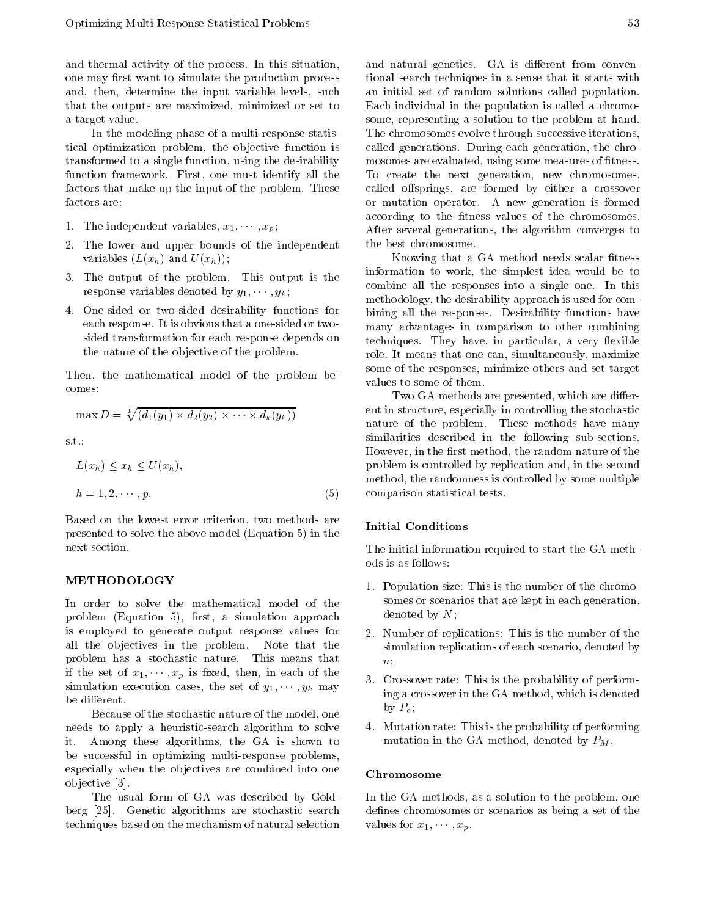and thermal activity of the process. In this situation, one may first want to simulate the production process and, then, determine the input variable levels, such that the outputs are maximized, minimized or set to a target value.

In the modeling phase of a multi-response statistical optimization problem, the objective function is transformed to a single function, using the desirability function framework. First, one must identify all the factors that make up the input of the problem. These factors are:

1. The independent variables, $x_1, \cdots, x_p$;
2. The lower and upper bounds of the independent variables ($L(x_h)$ and $U(x_h)$);
3. The output of the problem. This output is the response variables denoted by $y_1, \cdots, y_k$;
4. One-sided or two-sided desirability functions for each response. It is obvious that a one-sided or two-sided transformation for each response depends on the nature of the objective of the problem.

Then, the mathematical model of the problem becomes:

$$\max D = \sqrt[k]{(d_1(y_1) \times d_2(y_2) \times \cdots \times d_k(y_k))}$$

s.t.:

$$L(x_h) \leq x_h \leq U(x_h),$$

$$h = 1, 2, \cdots, p. \tag{5}$$

Based on the lowest error criterion, two methods are presented to solve the above model (Equation 5) in the next section.

## METHODOLOGY

In order to solve the mathematical model of the problem (Equation 5), first, a simulation approach is employed to generate output response values for all the objectives in the problem. Note that the problem has a stochastic nature. This means that if the set of $x_1, \cdots, x_p$ is fixed, then, in each of the simulation execution cases, the set of $y_1, \cdots, y_k$ may be different.

Because of the stochastic nature of the model, one needs to apply a heuristic-search algorithm to solve it. Among these algorithms, the GA is shown to be successful in optimizing multi-response problems, especially when the objectives are combined into one objective [3].

The usual form of GA was described by Goldberg [25]. Genetic algorithms are stochastic search techniques based on the mechanism of natural selection and natural genetics. GA is different from conventional search techniques in a sense that it starts with an initial set of random solutions called population. Each individual in the population is called a chromosome, representing a solution to the problem at hand. The chromosomes evolve through successive iterations, called generations. During each generation, the chromosomes are evaluated, using some measures of fitness. To create the next generation, new chromosomes, called offsprings, are formed by either a crossover or mutation operator. A new generation is formed according to the fitness values of the chromosomes. After several generations, the algorithm converges to the best chromosome.

Knowing that a GA method needs scalar fitness information to work, the simplest idea would be to combine all the responses into a single one. In this methodology, the desirability approach is used for combining all the responses. Desirability functions have many advantages in comparison to other combining techniques. They have, in particular, a very flexible role. It means that one can, simultaneously, maximize some of the responses, minimize others and set target values to some of them.

Two GA methods are presented, which are different in structure, especially in controlling the stochastic nature of the problem. These methods have many similarities described in the following sub-sections. However, in the first method, the random nature of the problem is controlled by replication and, in the second method, the randomness is controlled by some multiple comparison statistical tests.

### Initial Conditions

The initial information required to start the GA methods is as follows:

1. Population size: This is the number of the chromosomes or scenarios that are kept in each generation, denoted by $N$;
2. Number of replications: This is the number of the simulation replications of each scenario, denoted by $n$;
3. Crossover rate: This is the probability of performing a crossover in the GA method, which is denoted by $P_c$;
4. Mutation rate: This is the probability of performing mutation in the GA method, denoted by $P_M$.

### Chromosome

In the GA methods, as a solution to the problem, one defines chromosomes or scenarios as being a set of the values for $x_1, \cdots, x_p$.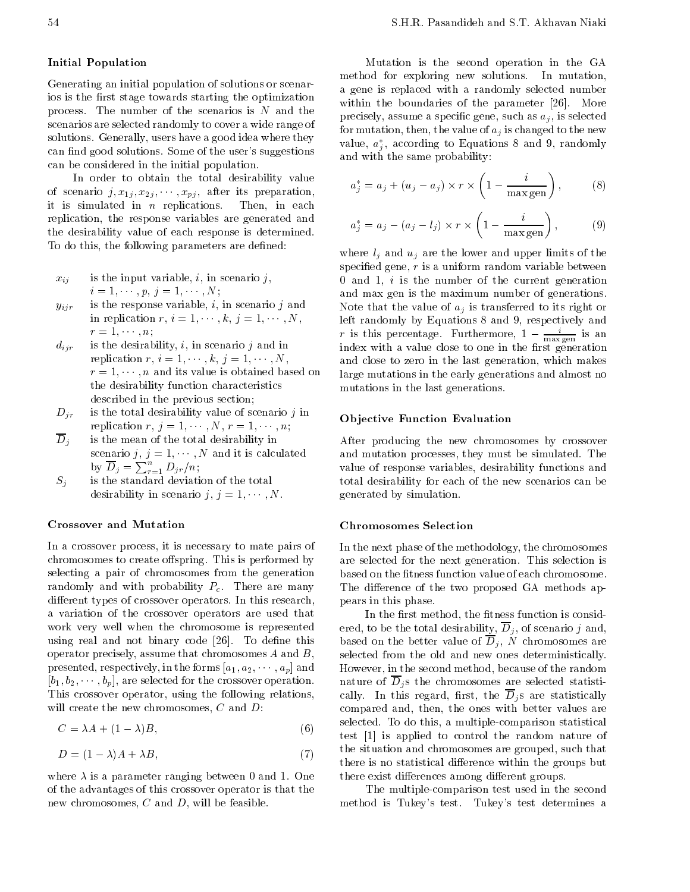### Initial Population

Generating an initial population of solutions or scenarios is the first stage towards starting the optimization process. The number of the scenarios is $N$ and the scenarios are selected randomly to cover a wide range of solutions. Generally, users have a good idea where they can find good solutions. Some of the user's suggestions can be considered in the initial population.

In order to obtain the total desirability value of scenario $j, x_{1j}, x_{2j}, \cdots, x_{pj}$, after its preparation, it is simulated in $n$ replications. Then, in each replication, the response variables are generated and the desirability value of each response is determined. To do this, the following parameters are defined:

- $x_{ij}$ is the input variable, $i$, in scenario $j$, $i = 1, \cdots, p$, $j = 1, \cdots, N$;
- $y_{ijr}$ is the response variable, $i$, in scenario $j$ and in replication $r$, $i = 1, \cdots, k$, $j = 1, \cdots, N$, $r = 1, \cdots, n$;
- $d_{ijr}$ is the desirability, $i$, in scenario $j$ and in replication $r$, $i = 1, \cdots, k$, $j = 1, \cdots, N$, $r = 1, \cdots, n$ and its value is obtained based on the desirability function characteristics described in the previous section;
- $D_{jr}$ is the total desirability value of scenario $j$ in replication $r$, $j = 1, \cdots, N$, $r = 1, \cdots, n$;
- $\overline{D}_j$ is the mean of the total desirability in scenario $j$, $j = 1, \cdots, N$ and it is calculated by $\overline{D}_j = \sum_{r=1}^{n} D_{jr}/n$;
- $S_j$ is the standard deviation of the total desirability in scenario $j$, $j = 1, \cdots, N$.

### Crossover and Mutation

In a crossover process, it is necessary to mate pairs of chromosomes to create offspring. This is performed by selecting a pair of chromosomes from the generation randomly and with probability $P_c$. There are many different types of crossover operators. In this research, a variation of the crossover operators are used that work very well when the chromosome is represented using real and not binary code [26]. To define this operator precisely, assume that chromosomes $A$ and $B$, presented, respectively, in the forms $[a_1, a_2, \cdots, a_p]$ and $[b_1, b_2, \cdots, b_p]$, are selected for the crossover operation. This crossover operator, using the following relations, will create the new chromosomes, $C$ and $D$:

$$C = \lambda A + (1 - \lambda)B, \tag{6}$$

$$D = (1 - \lambda)A + \lambda B, \tag{7}$$

where $\lambda$ is a parameter ranging between 0 and 1. One of the advantages of this crossover operator is that the new chromosomes, $C$ and $D$, will be feasible.

Mutation is the second operation in the GA method for exploring new solutions. In mutation, a gene is replaced with a randomly selected number within the boundaries of the parameter [26]. More precisely, assume a specific gene, such as $a_j$, is selected for mutation, then, the value of $a_j$ is changed to the new value, $a_j^*$, according to Equations 8 and 9, randomly and with the same probability:

$$a_j^* = a_j + (u_j - a_j) \times r \times \left(1 - \frac{i}{\max \text{gen}}\right), \tag{8}$$

$$a_j^* = a_j - (a_j - l_j) \times r \times \left(1 - \frac{i}{\max \text{gen}}\right), \tag{9}$$

where $l_j$ and $u_j$ are the lower and upper limits of the specified gene, $r$ is a uniform random variable between 0 and 1, $i$ is the number of the current generation and max gen is the maximum number of generations. Note that the value of $a_j$ is transferred to its right or left randomly by Equations 8 and 9, respectively and $r$ is this percentage. Furthermore, $1 - \frac{i}{\max \text{gen}}$ is an index with a value close to one in the first generation and close to zero in the last generation, which makes large mutations in the early generations and almost no mutations in the last generations.

### Objective Function Evaluation

After producing the new chromosomes by crossover and mutation processes, they must be simulated. The value of response variables, desirability functions and total desirability for each of the new scenarios can be generated by simulation.

### Chromosomes Selection

In the next phase of the methodology, the chromosomes are selected for the next generation. This selection is based on the fitness function value of each chromosome. The difference of the two proposed GA methods appears in this phase.

In the first method, the fitness function is considered, to be the total desirability, $\overline{D}_j$, of scenario $j$ and, based on the better value of $\overline{D}_j$, $N$ chromosomes are selected from the old and new ones deterministically. However, in the second method, because of the random nature of $\overline{D}_j$s the chromosomes are selected statistically. In this regard, first, the $\overline{D}_j$s are statistically compared and, then, the ones with better values are selected. To do this, a multiple-comparison statistical test [1] is applied to control the random nature of the situation and chromosomes are grouped, such that there is no statistical difference within the groups but there exist differences among different groups.

The multiple-comparison test used in the second method is Tukey's test. Tukey's test determines a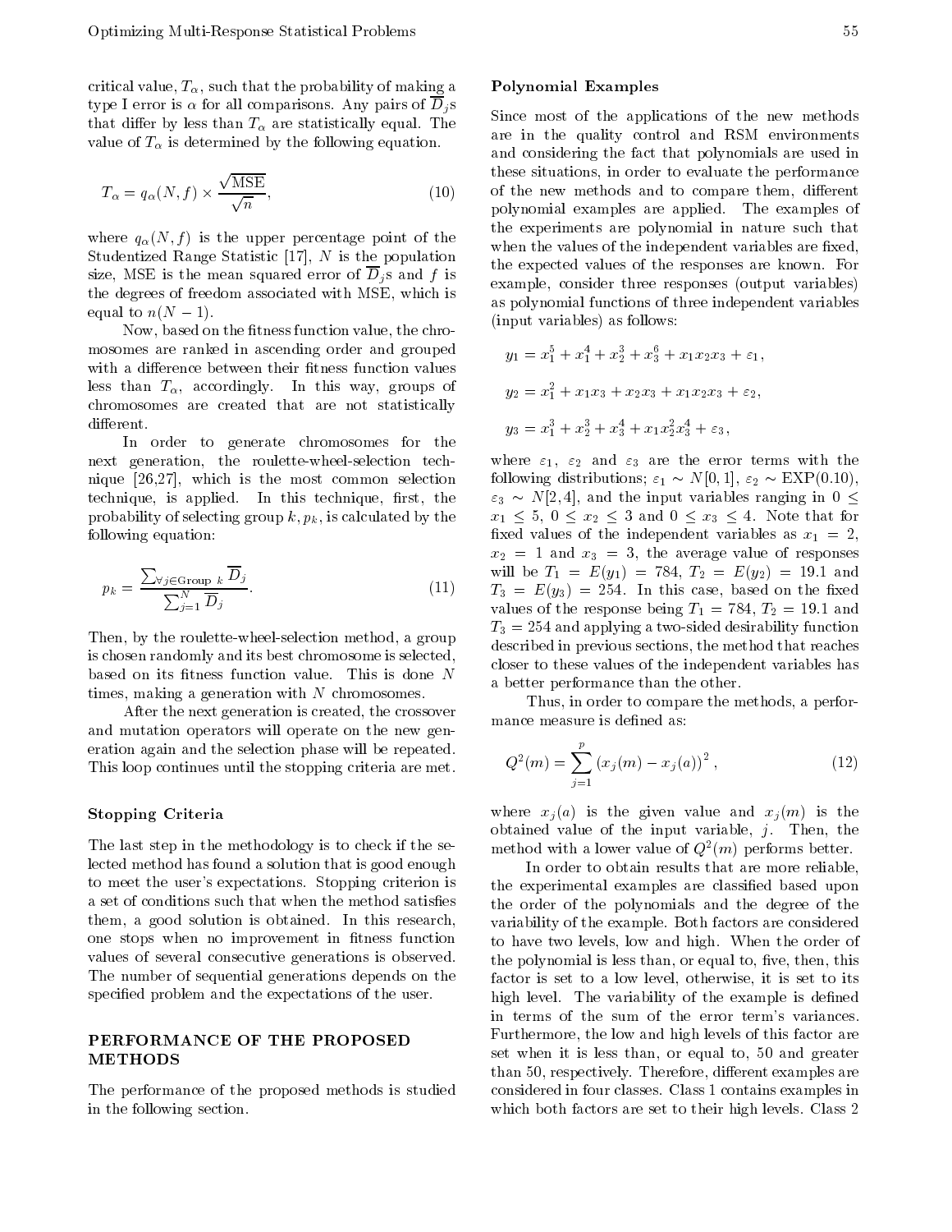critical value, $T_\alpha$, such that the probability of making a type I error is $\alpha$ for all comparisons. Any pairs of $\overline{D}_j$s that differ by less than $T_\alpha$ are statistically equal. The value of $T_\alpha$ is determined by the following equation.

$$T_\alpha = q_\alpha(N, f) \times \frac{\sqrt{\text{MSE}}}{\sqrt{n}}, \tag{10}$$

where $q_\alpha(N, f)$ is the upper percentage point of the Studentized Range Statistic [17], $N$ is the population size, MSE is the mean squared error of $\overline{D}_j$s and $f$ is the degrees of freedom associated with MSE, which is equal to $n(N-1)$.

Now, based on the fitness function value, the chromosomes are ranked in ascending order and grouped with a difference between their fitness function values less than $T_\alpha$, accordingly. In this way, groups of chromosomes are created that are not statistically different.

In order to generate chromosomes for the next generation, the roulette-wheel-selection technique [26,27], which is the most common selection technique, is applied. In this technique, first, the probability of selecting group $k$, $p_k$, is calculated by the following equation:

$$p_k = \frac{\sum_{\forall j \in \text{Group } k} \overline{D}_j}{\sum_{j=1}^{N} \overline{D}_j}. \tag{11}$$

Then, by the roulette-wheel-selection method, a group is chosen randomly and its best chromosome is selected, based on its fitness function value. This is done $N$ times, making a generation with $N$ chromosomes.

After the next generation is created, the crossover and mutation operators will operate on the new generation again and the selection phase will be repeated. This loop continues until the stopping criteria are met.

### Stopping Criteria

The last step in the methodology is to check if the selected method has found a solution that is good enough to meet the user's expectations. Stopping criterion is a set of conditions such that when the method satisfies them, a good solution is obtained. In this research, one stops when no improvement in fitness function values of several consecutive generations is observed. The number of sequential generations depends on the specified problem and the expectations of the user.

## PERFORMANCE OF THE PROPOSED METHODS

The performance of the proposed methods is studied in the following section.

### Polynomial Examples

Since most of the applications of the new methods are in the quality control and RSM environments and considering the fact that polynomials are used in these situations, in order to evaluate the performance of the new methods and to compare them, different polynomial examples are applied. The examples of the experiments are polynomial in nature such that when the values of the independent variables are fixed, the expected values of the responses are known. For example, consider three responses (output variables) as polynomial functions of three independent variables (input variables) as follows:

$$y_1 = x_1^5 + x_1^4 + x_2^3 + x_3^6 + x_1 x_2 x_3 + \varepsilon_1,$$

$$y_2 = x_1^2 + x_1 x_3 + x_2 x_3 + x_1 x_2 x_3 + \varepsilon_2,$$

$$y_3 = x_1^3 + x_2^3 + x_3^4 + x_1 x_2^2 x_3^4 + \varepsilon_3,$$

where $\varepsilon_1$, $\varepsilon_2$ and $\varepsilon_3$ are the error terms with the following distributions; $\varepsilon_1 \sim N[0,1]$, $\varepsilon_2 \sim \text{EXP}(0.10)$, $\varepsilon_3 \sim N[2,4]$, and the input variables ranging in $0 \leq x_1 \leq 5$, $0 \leq x_2 \leq 3$ and $0 \leq x_3 \leq 4$. Note that for fixed values of the independent variables as $x_1 = 2$, $x_2 = 1$ and $x_3 = 3$, the average value of responses will be $T_1 = E(y_1) = 784$, $T_2 = E(y_2) = 19.1$ and $T_3 = E(y_3) = 254$. In this case, based on the fixed values of the response being $T_1 = 784$, $T_2 = 19.1$ and $T_3 = 254$ and applying a two-sided desirability function described in previous sections, the method that reaches closer to these values of the independent variables has a better performance than the other.

Thus, in order to compare the methods, a performance measure is defined as:

$$Q^2(m) = \sum_{j=1}^{p} \left(x_j(m) - x_j(a)\right)^2, \tag{12}$$

where $x_j(a)$ is the given value and $x_j(m)$ is the obtained value of the input variable, $j$. Then, the method with a lower value of $Q^2(m)$ performs better.

In order to obtain results that are more reliable, the experimental examples are classified based upon the order of the polynomials and the degree of the variability of the example. Both factors are considered to have two levels, low and high. When the order of the polynomial is less than, or equal to, five, then, this factor is set to a low level, otherwise, it is set to its high level. The variability of the example is defined in terms of the sum of the error term's variances. Furthermore, the low and high levels of this factor are set when it is less than, or equal to, 50 and greater than 50, respectively. Therefore, different examples are considered in four classes. Class 1 contains examples in which both factors are set to their high levels. Class 2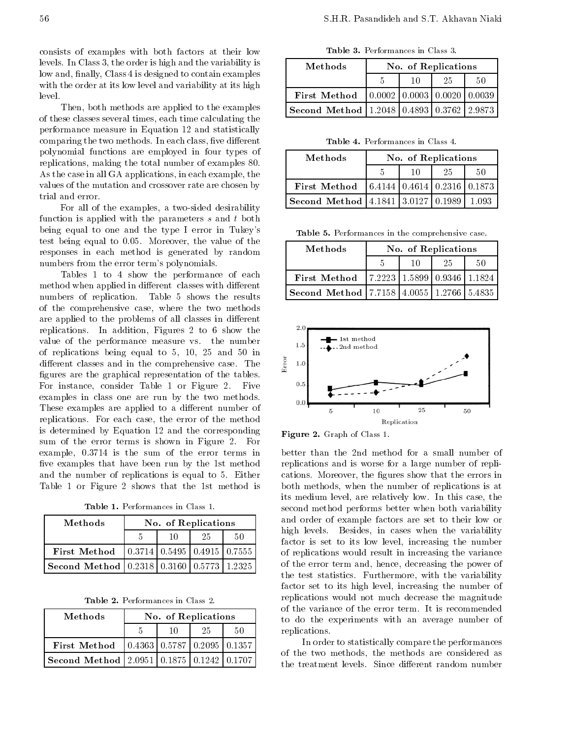consists of examples with both factors at their low levels. In Class 3, the order is high and the variability is low and, finally, Class 4 is designed to contain examples with the order at its low level and variability at its high level.

Then, both methods are applied to the examples of these classes several times, each time calculating the performance measure in Equation 12 and statistically comparing the two methods. In each class, five different polynomial functions are employed in four types of replications, making the total number of examples 80. As the case in all GA applications, in each example, the values of the mutation and crossover rate are chosen by trial and error.

For all of the examples, a two-sided desirability function is applied with the parameters $s$ and $t$ both being equal to one and the type I error in Tukey's test being equal to 0.05. Moreover, the value of the responses in each method is generated by random numbers from the error term's polynomials.

Tables 1 to 4 show the performance of each method when applied in different classes with different numbers of replication. Table 5 shows the results of the comprehensive case, where the two methods are applied to the problems of all classes in different replications. In addition, Figures 2 to 6 show the value of the performance measure vs. the number of replications being equal to 5, 10, 25 and 50 in different classes and in the comprehensive case. The figures are the graphical representation of the tables. For instance, consider Table 1 or Figure 2. Five examples in class one are run by the two methods. These examples are applied to a different number of replications. For each case, the error of the method is determined by Equation 12 and the corresponding sum of the error terms is shown in Figure 2. For example, 0.3714 is the sum of the error terms in five examples that have been run by the 1st method and the number of replications is equal to 5. Either Table 1 or Figure 2 shows that the 1st method is better than the 2nd method for a small number of replications and is worse for a large number of replications. Moreover, the figures show that the errors in both methods, when the number of replications is at its medium level, are relatively low. In this case, the second method performs better when both variability and order of example factors are set to their low or high levels. Besides, in cases when the variability factor is set to its low level, increasing the number of replications would result in increasing the variance of the error term and, hence, decreasing the power of the test statistics. Furthermore, with the variability factor set to its high level, increasing the number of replications would not much decrease the magnitude of the variance of the error term. It is recommended to do the experiments with an average number of replications.

In order to statistically compare the performances of the two methods, the methods are considered as the treatment levels. Since different random number

**Table 1.** Performances in Class 1.

| Methods | No. of Replications | | | |
|---|---|---|---|---|
| | 5 | 10 | 25 | 50 |
| **First Method** | 0.3714 | 0.5495 | 0.4915 | 0.7555 |
| **Second Method** | 0.2318 | 0.3160 | 0.5773 | 1.2325 |

**Table 2.** Performances in Class 2.

| Methods | No. of Replications | | | |
|---|---|---|---|---|
| | 5 | 10 | 25 | 50 |
| **First Method** | 0.4363 | 0.5787 | 0.2095 | 0.1357 |
| **Second Method** | 2.0951 | 0.1875 | 0.1242 | 0.1707 |

**Table 3.** Performances in Class 3.

| Methods | No. of Replications | | | |
|---|---|---|---|---|
| | 5 | 10 | 25 | 50 |
| **First Method** | 0.0002 | 0.0003 | 0.0020 | 0.0039 |
| **Second Method** | 1.2048 | 0.4893 | 0.3762 | 2.9873 |

**Table 4.** Performances in Class 4.

| Methods | No. of Replications | | | |
|---|---|---|---|---|
| | 5 | 10 | 25 | 50 |
| **First Method** | 6.4144 | 0.4614 | 0.2316 | 0.1873 |
| **Second Method** | 4.1841 | 3.0127 | 0.1989 | 1.093 |

**Table 5.** Performances in the comprehensive case.

| Methods | No. of Replications | | | |
|---|---|---|---|---|
| | 5 | 10 | 25 | 50 |
| **First Method** | 7.2223 | 1.5899 | 0.9346 | 1.1824 |
| **Second Method** | 7.7158 | 4.0055 | 1.2766 | 5.4835 |

**Figure 2.** Graph of Class 1.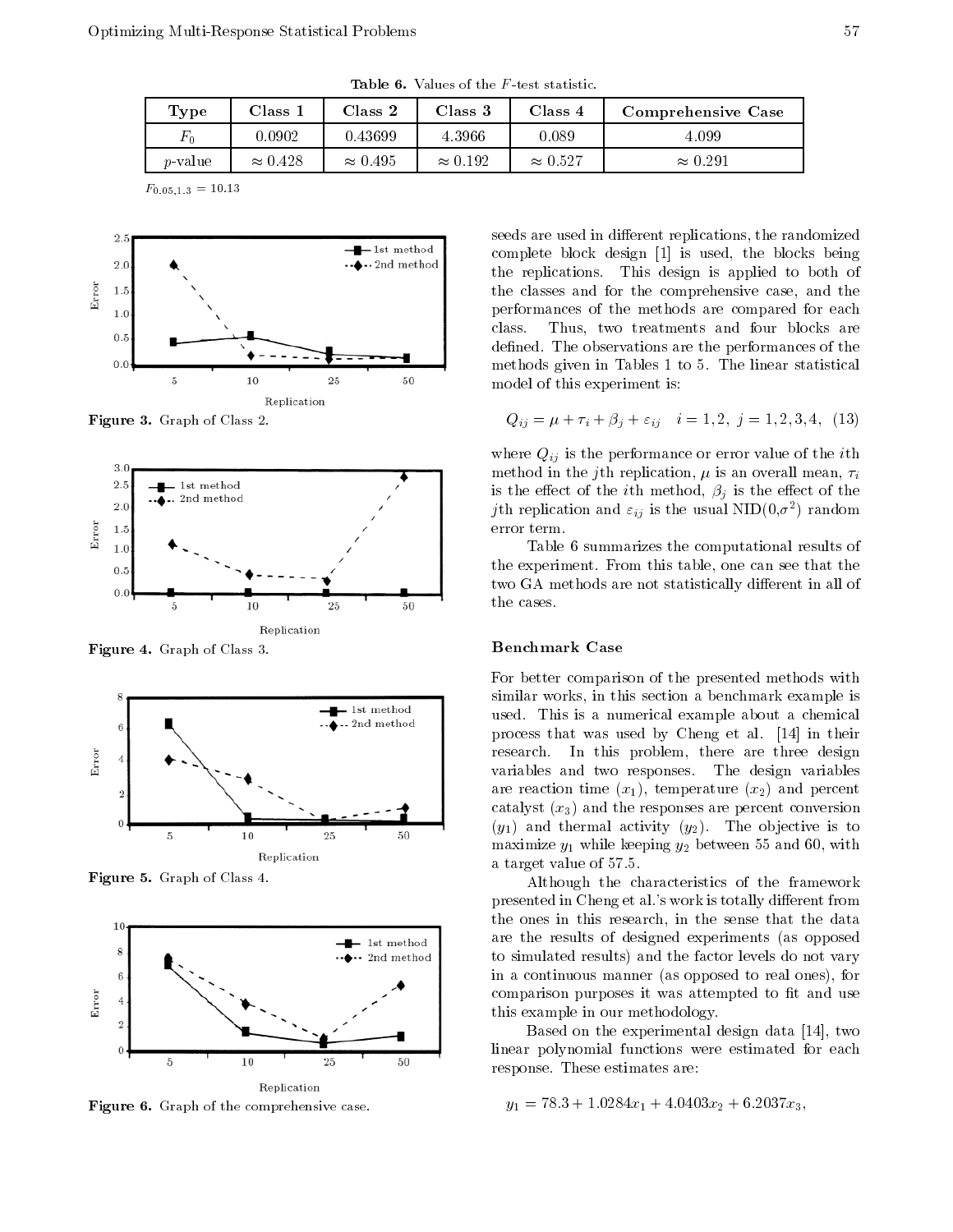**Table 6.** Values of the $F$-test statistic.

| Type | Class 1 | Class 2 | Class 3 | Class 4 | Comprehensive Case |
|---|---|---|---|---|---|
| $F_0$ | 0.0902 | 0.43699 | 4.3966 | 0.089 | 4.099 |
| $p$-value | $\approx 0.428$ | $\approx 0.495$ | $\approx 0.192$ | $\approx 0.527$ | $\approx 0.291$ |

$F_{0.05,1,3} = 10.13$

**Figure 3.** Graph of Class 2.

**Figure 4.** Graph of Class 3.

**Figure 5.** Graph of Class 4.

**Figure 6.** Graph of the comprehensive case.

seeds are used in different replications, the randomized complete block design [1] is used, the blocks being the replications. This design is applied to both of the classes and for the comprehensive case, and the performances of the methods are compared for each class. Thus, two treatments and four blocks are defined. The observations are the performances of the methods given in Tables 1 to 5. The linear statistical model of this experiment is:

$$Q_{ij} = \mu + \tau_i + \beta_j + \varepsilon_{ij} \quad i = 1, 2, \ j = 1, 2, 3, 4, \quad (13)$$

where $Q_{ij}$ is the performance or error value of the $i$th method in the $j$th replication, $\mu$ is an overall mean, $\tau_i$ is the effect of the $i$th method, $\beta_j$ is the effect of the $j$th replication and $\varepsilon_{ij}$ is the usual NID$(0,\sigma^2)$ random error term.

Table 6 summarizes the computational results of the experiment. From this table, one can see that the two GA methods are not statistically different in all of the cases.

## Benchmark Case

For better comparison of the presented methods with similar works, in this section a benchmark example is used. This is a numerical example about a chemical process that was used by Cheng et al. [14] in their research. In this problem, there are three design variables and two responses. The design variables are reaction time ($x_1$), temperature ($x_2$) and percent catalyst ($x_3$) and the responses are percent conversion ($y_1$) and thermal activity ($y_2$). The objective is to maximize $y_1$ while keeping $y_2$ between 55 and 60, with a target value of 57.5.

Although the characteristics of the framework presented in Cheng et al.'s work is totally different from the ones in this research, in the sense that the data are the results of designed experiments (as opposed to simulated results) and the factor levels do not vary in a continuous manner (as opposed to real ones), for comparison purposes it was attempted to fit and use this example in our methodology.

Based on the experimental design data [14], two linear polynomial functions were estimated for each response. These estimates are:

$$y_1 = 78.3 + 1.0284x_1 + 4.0403x_2 + 6.2037x_3,$$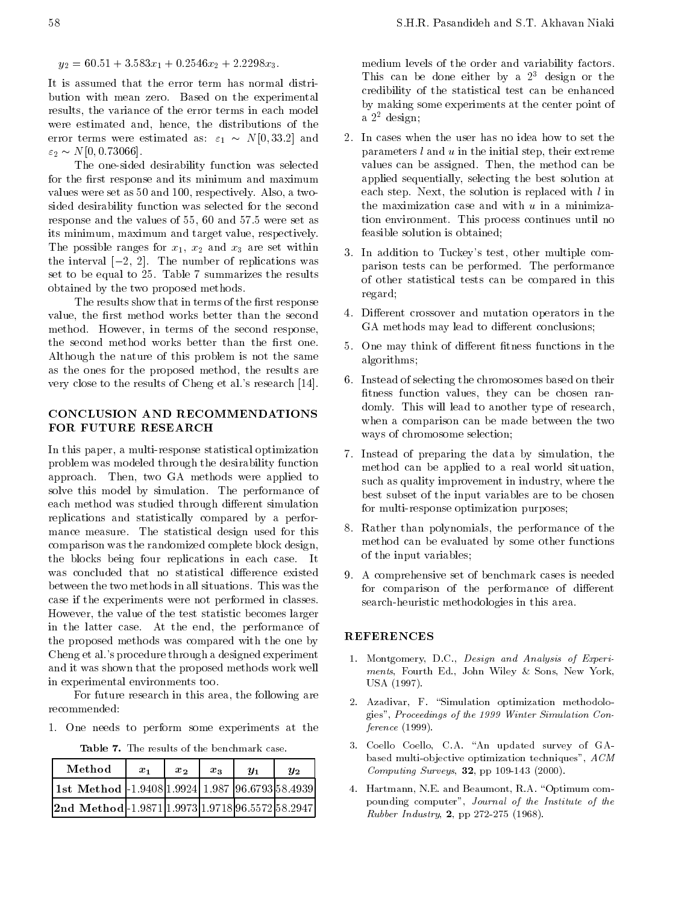$$y_2 = 60.51 + 3.583x_1 + 0.2546x_2 + 2.2298x_3.$$

It is assumed that the error term has normal distribution with mean zero. Based on the experimental results, the variance of the error terms in each model were estimated and, hence, the distributions of the error terms were estimated as: $\varepsilon_1 \sim N[0, 33.2]$ and $\varepsilon_2 \sim N[0, 0.73066]$.

The one-sided desirability function was selected for the first response and its minimum and maximum values were set as 50 and 100, respectively. Also, a two-sided desirability function was selected for the second response and the values of 55, 60 and 57.5 were set as its minimum, maximum and target value, respectively. The possible ranges for $x_1$, $x_2$ and $x_3$ are set within the interval $[-2, 2]$. The number of replications was set to be equal to 25. Table 7 summarizes the results obtained by the two proposed methods.

The results show that in terms of the first response value, the first method works better than the second method. However, in terms of the second response, the second method works better than the first one. Although the nature of this problem is not the same as the ones for the proposed method, the results are very close to the results of Cheng et al.'s research [14].

## CONCLUSION AND RECOMMENDATIONS FOR FUTURE RESEARCH

In this paper, a multi-response statistical optimization problem was modeled through the desirability function approach. Then, two GA methods were applied to solve this model by simulation. The performance of each method was studied through different simulation replications and statistically compared by a performance measure. The statistical design used for this comparison was the randomized complete block design, the blocks being four replications in each case. It was concluded that no statistical difference existed between the two methods in all situations. This was the case if the experiments were not performed in classes. However, the value of the test statistic becomes larger in the latter case. At the end, the performance of the proposed methods was compared with the one by Cheng et al.'s procedure through a designed experiment and it was shown that the proposed methods work well in experimental environments too.

For future research in this area, the following are recommended:

1. One needs to perform some experiments at the medium levels of the order and variability factors. This can be done either by a $2^3$ design or the credibility of the statistical test can be enhanced by making some experiments at the center point of a $2^2$ design;
2. In cases when the user has no idea how to set the parameters $l$ and $u$ in the initial step, their extreme values can be assigned. Then, the method can be applied sequentially, selecting the best solution at each step. Next, the solution is replaced with $l$ in the maximization case and with $u$ in a minimization environment. This process continues until no feasible solution is obtained;
3. In addition to Tuckey's test, other multiple comparison tests can be performed. The performance of other statistical tests can be compared in this regard;
4. Different crossover and mutation operators in the GA methods may lead to different conclusions;
5. One may think of different fitness functions in the algorithms;
6. Instead of selecting the chromosomes based on their fitness function values, they can be chosen randomly. This will lead to another type of research, when a comparison can be made between the two ways of chromosome selection;
7. Instead of preparing the data by simulation, the method can be applied to a real world situation, such as quality improvement in industry, where the best subset of the input variables are to be chosen for multi-response optimization purposes;
8. Rather than polynomials, the performance of the method can be evaluated by some other functions of the input variables;
9. A comprehensive set of benchmark cases is needed for comparison of the performance of different search-heuristic methodologies in this area.

**Table 7.** The results of the benchmark case.

| Method | $x_1$ | $x_2$ | $x_3$ | $y_1$ | $y_2$ |
|---|---|---|---|---|---|
| **1st Method** | -1.9408 | 1.9924 | 1.987 | 96.6793 | 58.4939 |
| **2nd Method** | -1.9871 | 1.9973 | 1.9718 | 96.5572 | 58.2947 |

## REFERENCES

1. Montgomery, D.C., *Design and Analysis of Experiments*, Fourth Ed., John Wiley & Sons, New York, USA (1997).
2. Azadivar, F. "Simulation optimization methodologies", *Proceedings of the 1999 Winter Simulation Conference* (1999).
3. Coello Coello, C.A. "An updated survey of GA-based multi-objective optimization techniques", *ACM Computing Surveys*, **32**, pp 109-143 (2000).
4. Hartmann, N.E. and Beaumont, R.A. "Optimum compounding computer", *Journal of the Institute of the Rubber Industry*, **2**, pp 272-275 (1968).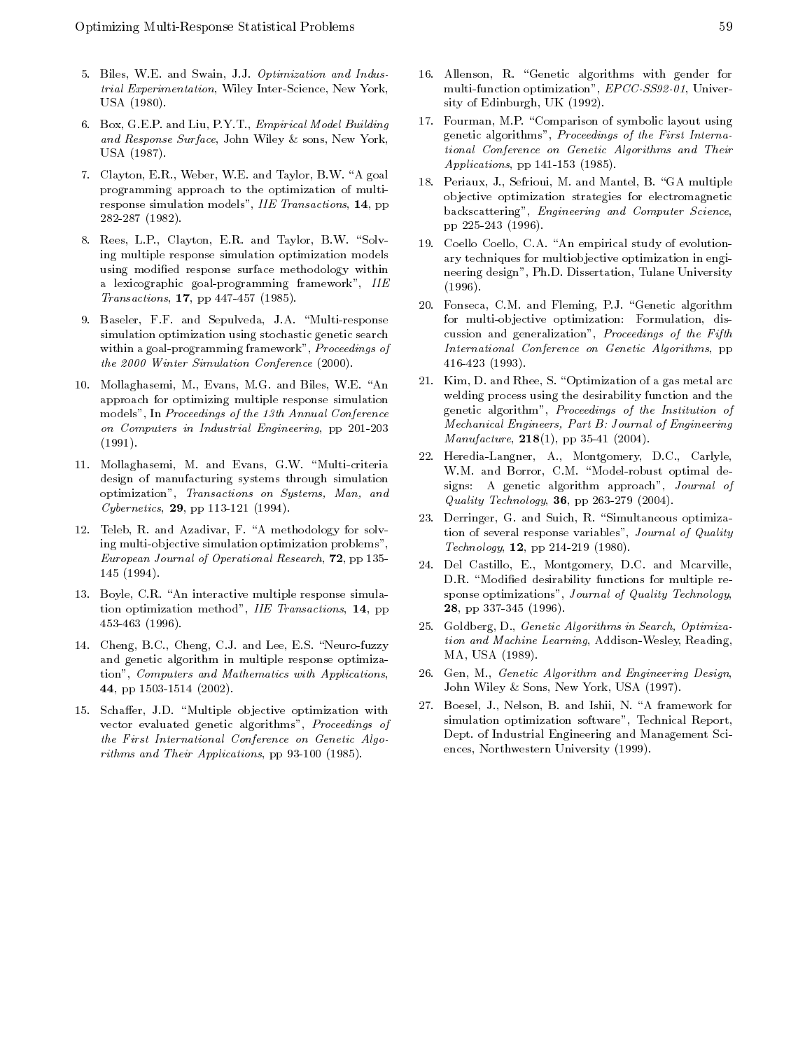5. Biles, W.E. and Swain, J.J. *Optimization and Industrial Experimentation*, Wiley Inter-Science, New York, USA (1980).

6. Box, G.E.P. and Liu, P.Y.T., *Empirical Model Building and Response Surface*, John Wiley & sons, New York, USA (1987).

7. Clayton, E.R., Weber, W.E. and Taylor, B.W. "A goal programming approach to the optimization of multi-response simulation models", *IIE Transactions*, **14**, pp 282-287 (1982).

8. Rees, L.P., Clayton, E.R. and Taylor, B.W. "Solving multiple response simulation optimization models using modified response surface methodology within a lexicographic goal-programming framework", *IIE Transactions*, **17**, pp 447-457 (1985).

9. Baseler, F.F. and Sepulveda, J.A. "Multi-response simulation optimization using stochastic genetic search within a goal-programming framework", *Proceedings of the 2000 Winter Simulation Conference* (2000).

10. Mollaghasemi, M., Evans, M.G. and Biles, W.E. "An approach for optimizing multiple response simulation models", In *Proceedings of the 13th Annual Conference on Computers in Industrial Engineering*, pp 201-203 (1991).

11. Mollaghasemi, M. and Evans, G.W. "Multi-criteria design of manufacturing systems through simulation optimization", *Transactions on Systems, Man, and Cybernetics*, **29**, pp 113-121 (1994).

12. Teleb, R. and Azadivar, F. "A methodology for solving multi-objective simulation optimization problems", *European Journal of Operational Research*, **72**, pp 135-145 (1994).

13. Boyle, C.R. "An interactive multiple response simulation optimization method", *IIE Transactions*, **14**, pp 453-463 (1996).

14. Cheng, B.C., Cheng, C.J. and Lee, E.S. "Neuro-fuzzy and genetic algorithm in multiple response optimization", *Computers and Mathematics with Applications*, **44**, pp 1503-1514 (2002).

15. Schaffer, J.D. "Multiple objective optimization with vector evaluated genetic algorithms", *Proceedings of the First International Conference on Genetic Algorithms and Their Applications*, pp 93-100 (1985).

16. Allenson, R. "Genetic algorithms with gender for multi-function optimization", *EPCC-SS92-01*, University of Edinburgh, UK (1992).

17. Fourman, M.P. "Comparison of symbolic layout using genetic algorithms", *Proceedings of the First International Conference on Genetic Algorithms and Their Applications*, pp 141-153 (1985).

18. Periaux, J., Sefrioui, M. and Mantel, B. "GA multiple objective optimization strategies for electromagnetic backscattering", *Engineering and Computer Science*, pp 225-243 (1996).

19. Coello Coello, C.A. "An empirical study of evolutionary techniques for multiobjective optimization in engineering design", Ph.D. Dissertation, Tulane University (1996).

20. Fonseca, C.M. and Fleming, P.J. "Genetic algorithm for multi-objective optimization: Formulation, discussion and generalization", *Proceedings of the Fifth International Conference on Genetic Algorithms*, pp 416-423 (1993).

21. Kim, D. and Rhee, S. "Optimization of a gas metal arc welding process using the desirability function and the genetic algorithm", *Proceedings of the Institution of Mechanical Engineers, Part B: Journal of Engineering Manufacture*, **218**(1), pp 35-41 (2004).

22. Heredia-Langner, A., Montgomery, D.C., Carlyle, W.M. and Borror, C.M. "Model-robust optimal designs: A genetic algorithm approach", *Journal of Quality Technology*, **36**, pp 263-279 (2004).

23. Derringer, G. and Suich, R. "Simultaneous optimization of several response variables", *Journal of Quality Technology*, **12**, pp 214-219 (1980).

24. Del Castillo, E., Montgomery, D.C. and Mcarville, D.R. "Modified desirability functions for multiple response optimizations", *Journal of Quality Technology*, **28**, pp 337-345 (1996).

25. Goldberg, D., *Genetic Algorithms in Search, Optimization and Machine Learning*, Addison-Wesley, Reading, MA, USA (1989).

26. Gen, M., *Genetic Algorithm and Engineering Design*, John Wiley & Sons, New York, USA (1997).

27. Boesel, J., Nelson, B. and Ishii, N. "A framework for simulation optimization software", Technical Report, Dept. of Industrial Engineering and Management Sciences, Northwestern University (1999).